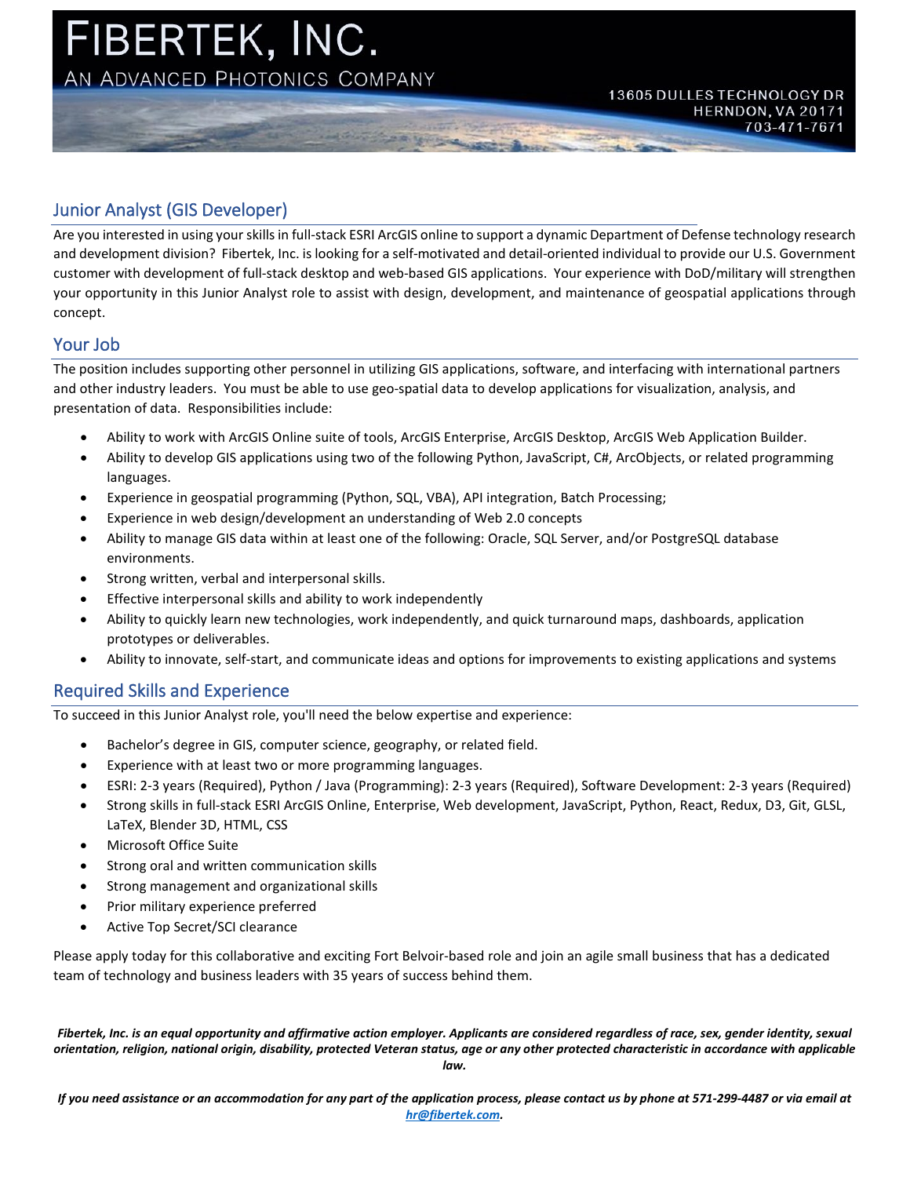# FIBERTEK, INC.

AN ADVANCED PHOTONICS COMPANY

13605 DULLES TECHNOLOGY DR
HERNDON, VA 20171
703-471-7671

## Junior Analyst (GIS Developer)

Are you interested in using your skills in full-stack ESRI ArcGIS online to support a dynamic Department of Defense technology research and development division? Fibertek, Inc. is looking for a self-motivated and detail-oriented individual to provide our U.S. Government customer with development of full-stack desktop and web-based GIS applications. Your experience with DoD/military will strengthen your opportunity in this Junior Analyst role to assist with design, development, and maintenance of geospatial applications through concept.

## Your Job

The position includes supporting other personnel in utilizing GIS applications, software, and interfacing with international partners and other industry leaders. You must be able to use geo-spatial data to develop applications for visualization, analysis, and presentation of data. Responsibilities include:

- Ability to work with ArcGIS Online suite of tools, ArcGIS Enterprise, ArcGIS Desktop, ArcGIS Web Application Builder.
- Ability to develop GIS applications using two of the following Python, JavaScript, C#, ArcObjects, or related programming languages.
- Experience in geospatial programming (Python, SQL, VBA), API integration, Batch Processing;
- Experience in web design/development an understanding of Web 2.0 concepts
- Ability to manage GIS data within at least one of the following: Oracle, SQL Server, and/or PostgreSQL database environments.
- Strong written, verbal and interpersonal skills.
- Effective interpersonal skills and ability to work independently
- Ability to quickly learn new technologies, work independently, and quick turnaround maps, dashboards, application prototypes or deliverables.
- Ability to innovate, self-start, and communicate ideas and options for improvements to existing applications and systems

## Required Skills and Experience

To succeed in this Junior Analyst role, you'll need the below expertise and experience:

- Bachelor's degree in GIS, computer science, geography, or related field.
- Experience with at least two or more programming languages.
- ESRI: 2-3 years (Required), Python / Java (Programming): 2-3 years (Required), Software Development: 2-3 years (Required)
- Strong skills in full-stack ESRI ArcGIS Online, Enterprise, Web development, JavaScript, Python, React, Redux, D3, Git, GLSL, LaTeX, Blender 3D, HTML, CSS
- Microsoft Office Suite
- Strong oral and written communication skills
- Strong management and organizational skills
- Prior military experience preferred
- Active Top Secret/SCI clearance

Please apply today for this collaborative and exciting Fort Belvoir-based role and join an agile small business that has a dedicated team of technology and business leaders with 35 years of success behind them.

***Fibertek, Inc. is an equal opportunity and affirmative action employer. Applicants are considered regardless of race, sex, gender identity, sexual orientation, religion, national origin, disability, protected Veteran status, age or any other protected characteristic in accordance with applicable law.***

***If you need assistance or an accommodation for any part of the application process, please contact us by phone at 571-299-4487 or via email at [hr@fibertek.com](mailto:hr@fibertek.com).***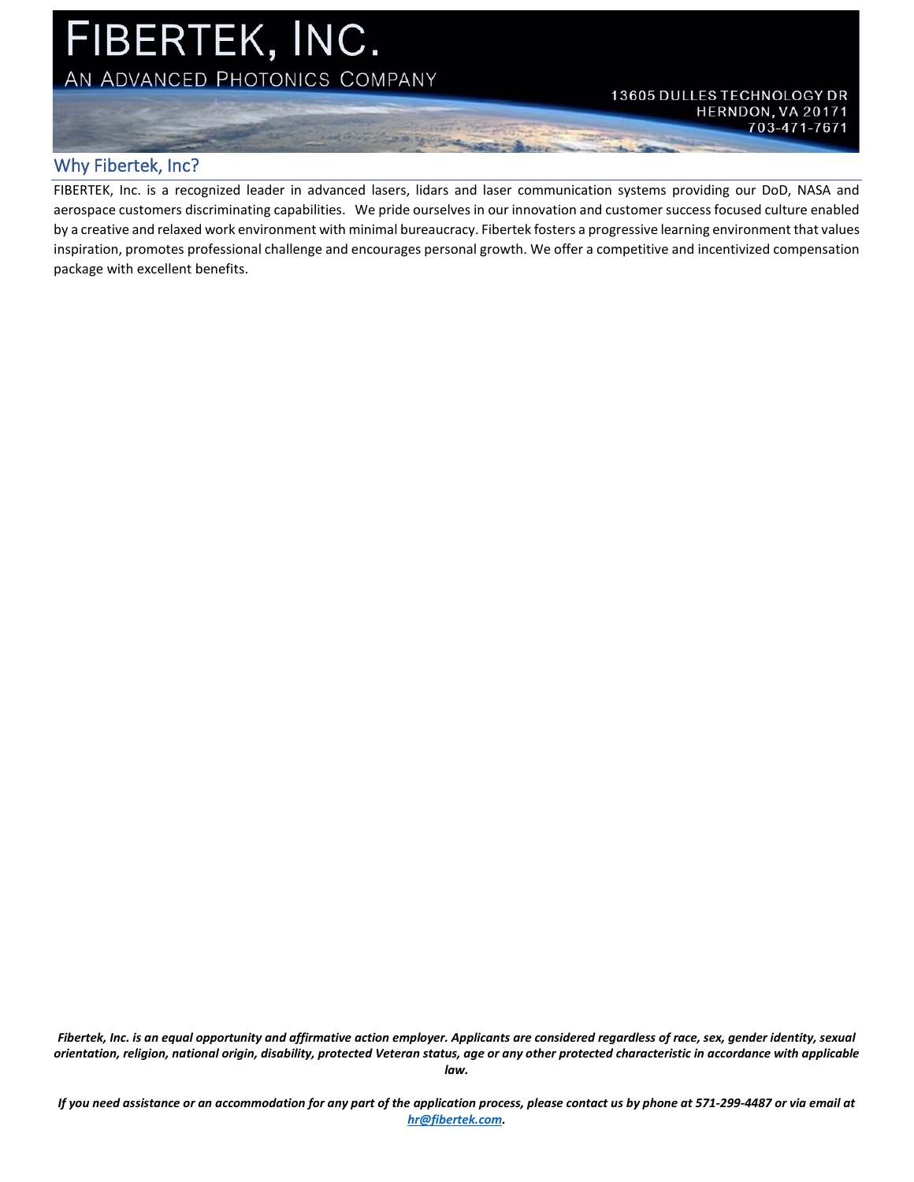# FIBERTEK, INC.

AN ADVANCED PHOTONICS COMPANY

13605 DULLES TECHNOLOGY DR
HERNDON, VA 20171
703-471-7671

## Why Fibertek, Inc?

FIBERTEK, Inc. is a recognized leader in advanced lasers, lidars and laser communication systems providing our DoD, NASA and aerospace customers discriminating capabilities. We pride ourselves in our innovation and customer success focused culture enabled by a creative and relaxed work environment with minimal bureaucracy. Fibertek fosters a progressive learning environment that values inspiration, promotes professional challenge and encourages personal growth. We offer a competitive and incentivized compensation package with excellent benefits.

***Fibertek, Inc. is an equal opportunity and affirmative action employer. Applicants are considered regardless of race, sex, gender identity, sexual orientation, religion, national origin, disability, protected Veteran status, age or any other protected characteristic in accordance with applicable law.***

***If you need assistance or an accommodation for any part of the application process, please contact us by phone at 571-299-4487 or via email at [hr@fibertek.com](mailto:hr@fibertek.com).***